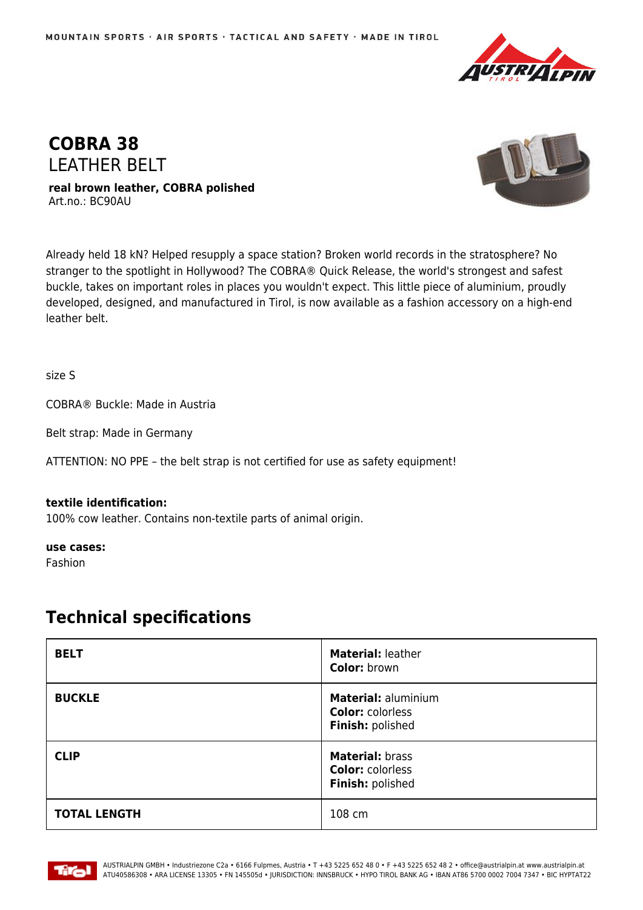# COBRA 38

## LEATHER BELT

**real brown leather, COBRA polished**
Art.no.: BC90AU

Already held 18 kN? Helped resupply a space station? Broken world records in the stratosphere? No stranger to the spotlight in Hollywood? The COBRA® Quick Release, the world's strongest and safest buckle, takes on important roles in places you wouldn't expect. This little piece of aluminium, proudly developed, designed, and manufactured in Tirol, is now available as a fashion accessory on a high-end leather belt.

size S

COBRA® Buckle: Made in Austria

Belt strap: Made in Germany

ATTENTION: NO PPE – the belt strap is not certified for use as safety equipment!

**textile identification:**
100% cow leather. Contains non-textile parts of animal origin.

**use cases:**
Fashion

## Technical specifications

| | |
|---|---|
| **BELT** | **Material:** leather<br>**Color:** brown |
| **BUCKLE** | **Material:** aluminium<br>**Color:** colorless<br>**Finish:** polished |
| **CLIP** | **Material:** brass<br>**Color:** colorless<br>**Finish:** polished |
| **TOTAL LENGTH** | 108 cm |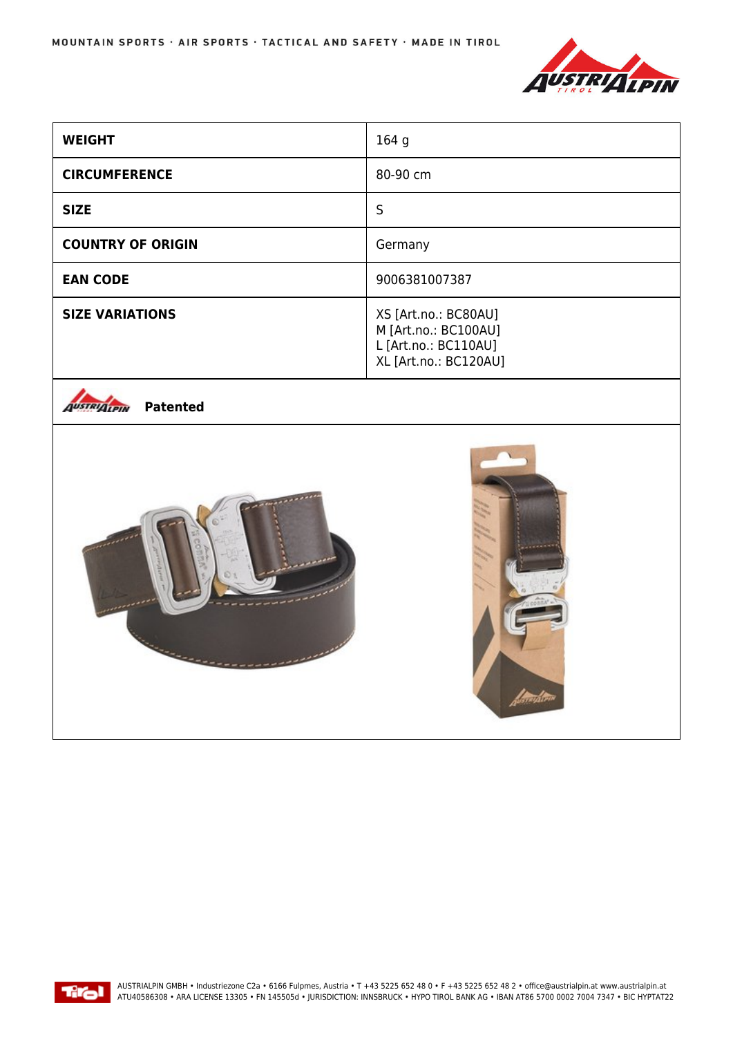| | |
|---|---|
| **WEIGHT** | 164 g |
| **CIRCUMFERENCE** | 80-90 cm |
| **SIZE** | S |
| **COUNTRY OF ORIGIN** | Germany |
| **EAN CODE** | 9006381007387 |
| **SIZE VARIATIONS** | XS [Art.no.: BC80AU]<br>M [Art.no.: BC100AU]<br>L [Art.no.: BC110AU]<br>XL [Art.no.: BC120AU] |

**Patented**